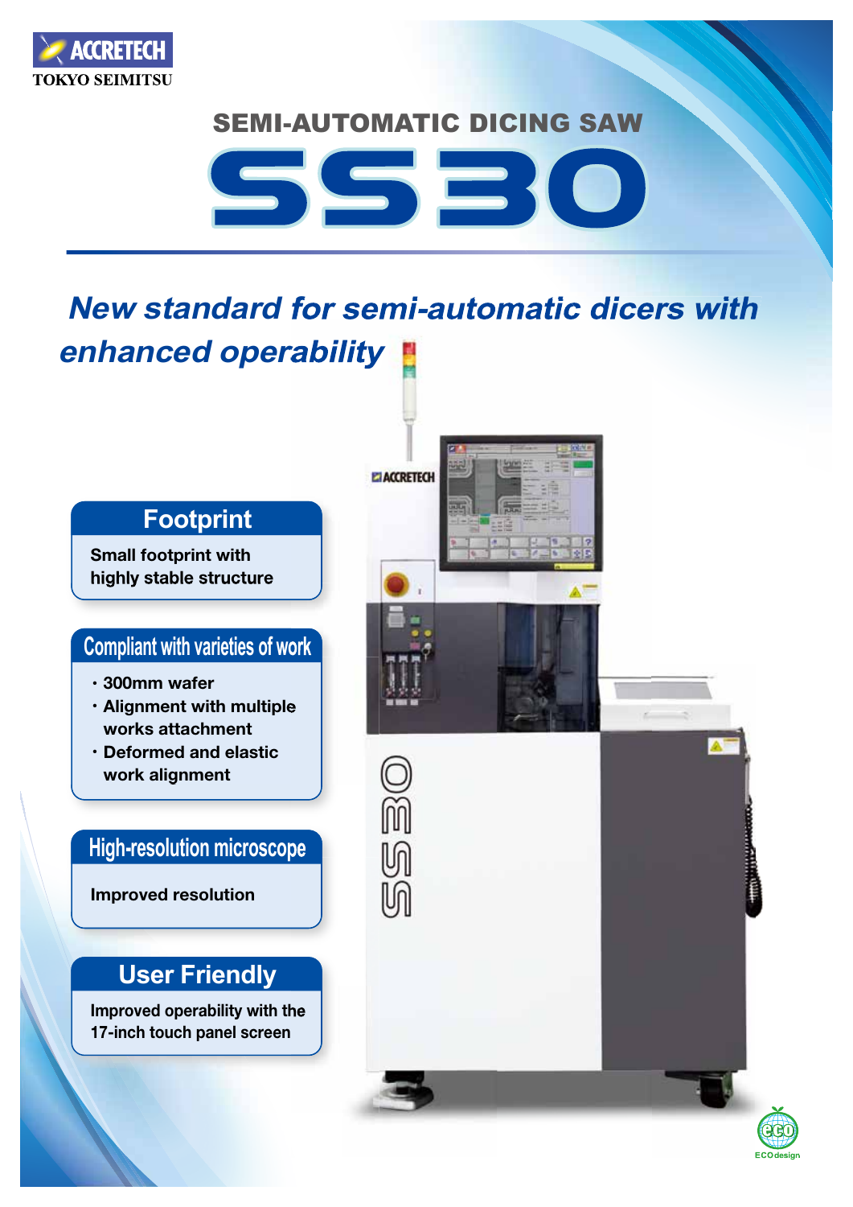ACCRETECH
TOKYO SEIMITSU

## SEMI-AUTOMATIC DICING SAW

# SS30

## *New standard for semi-automatic dicers with enhanced operability*

### Footprint

Small footprint with highly stable structure

### Compliant with varieties of work

- 300mm wafer
- Alignment with multiple works attachment
- Deformed and elastic work alignment

### High-resolution microscope

Improved resolution

### User Friendly

Improved operability with the 17-inch touch panel screen

ECO design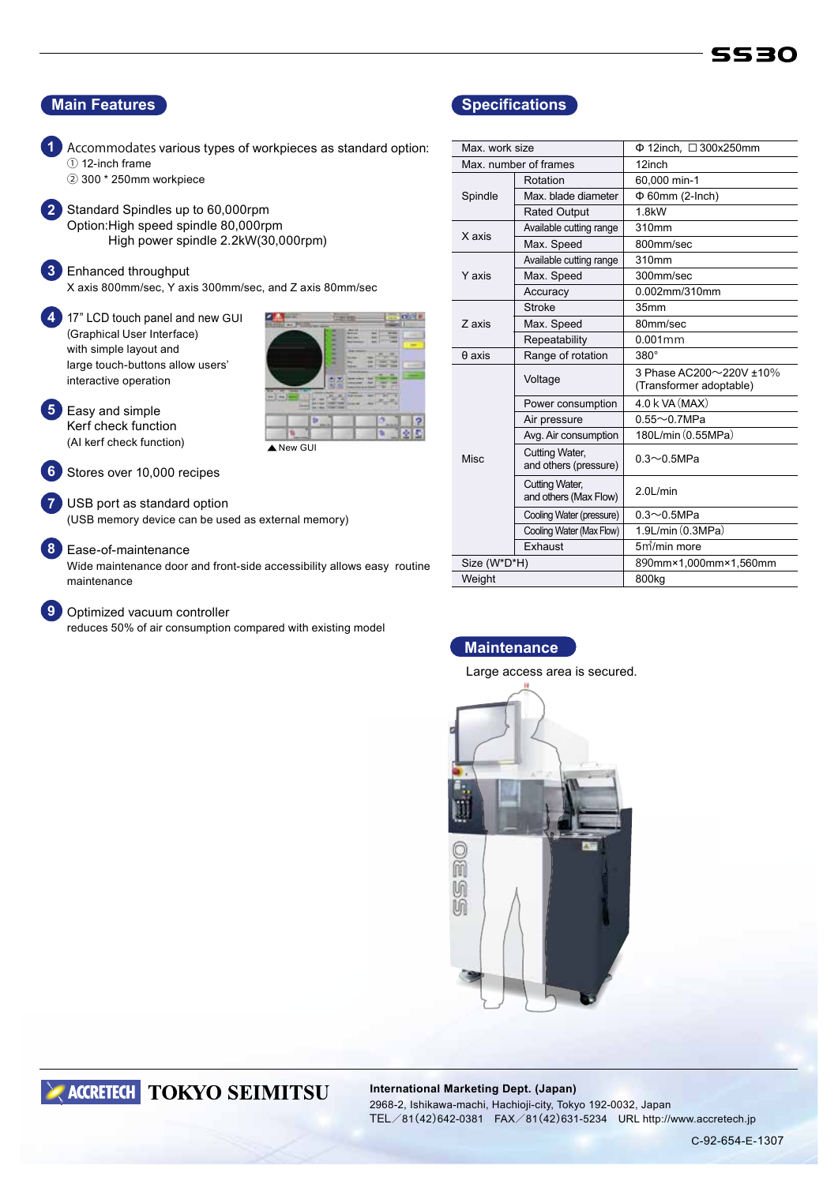# SS30

## Main Features

1. Accommodates various types of workpieces as standard option:
   ① 12-inch frame
   ② 300 * 250mm workpiece

2. Standard Spindles up to 60,000rpm
   Option:High speed spindle 80,000rpm
   High power spindle 2.2kW(30,000rpm)

3. Enhanced throughput
   X axis 800mm/sec, Y axis 300mm/sec, and Z axis 80mm/sec

4. 17" LCD touch panel and new GUI (Graphical User Interface) with simple layout and large touch-buttons allow users' interactive operation

▲New GUI

5. Easy and simple
   Kerf check function
   (AI kerf check function)

6. Stores over 10,000 recipes

7. USB port as standard option
   (USB memory device can be used as external memory)

8. Ease-of-maintenance
   Wide maintenance door and front-side accessibility allows easy routine maintenance

9. Optimized vacuum controller
   reduces 50% of air consumption compared with existing model

## Specifications

| | | |
|---|---|---|
| Max. work size | | Φ 12inch, □300x250mm |
| Max. number of frames | | 12inch |
| Spindle | Rotation | 60,000 min-1 |
| | Max. blade diameter | Φ 60mm (2-Inch) |
| | Rated Output | 1.8kW |
| X axis | Available cutting range | 310mm |
| | Max. Speed | 800mm/sec |
| Y axis | Available cutting range | 310mm |
| | Max. Speed | 300mm/sec |
| | Accuracy | 0.002mm/310mm |
| Z axis | Stroke | 35mm |
| | Max. Speed | 80mm/sec |
| | Repeatability | 0.001mm |
| θ axis | Range of rotation | 380° |
| Misc | Voltage | 3 Phase AC200～220V ±10% (Transformer adoptable) |
| | Power consumption | 4.0 k VA (MAX) |
| | Air pressure | 0.55～0.7MPa |
| | Avg. Air consumption | 180L/min (0.55MPa) |
| | Cutting Water, and others (pressure) | 0.3～0.5MPa |
| | Cutting Water, and others (Max Flow) | 2.0L/min |
| | Cooling Water (pressure) | 0.3～0.5MPa |
| | Cooling Water (Max Flow) | 1.9L/min (0.3MPa) |
| | Exhaust | 5㎥/min more |
| Size (W*D*H) | | 890mm×1,000mm×1,560mm |
| Weight | | 800kg |

## Maintenance

Large access area is secured.

ACCRETECH TOKYO SEIMITSU

**International Marketing Dept. (Japan)**
2968-2, Ishikawa-machi, Hachioji-city, Tokyo 192-0032, Japan
TEL／81(42)642-0381 FAX／81(42)631-5234 URL http://www.accretech.jp

C-92-654-E-1307